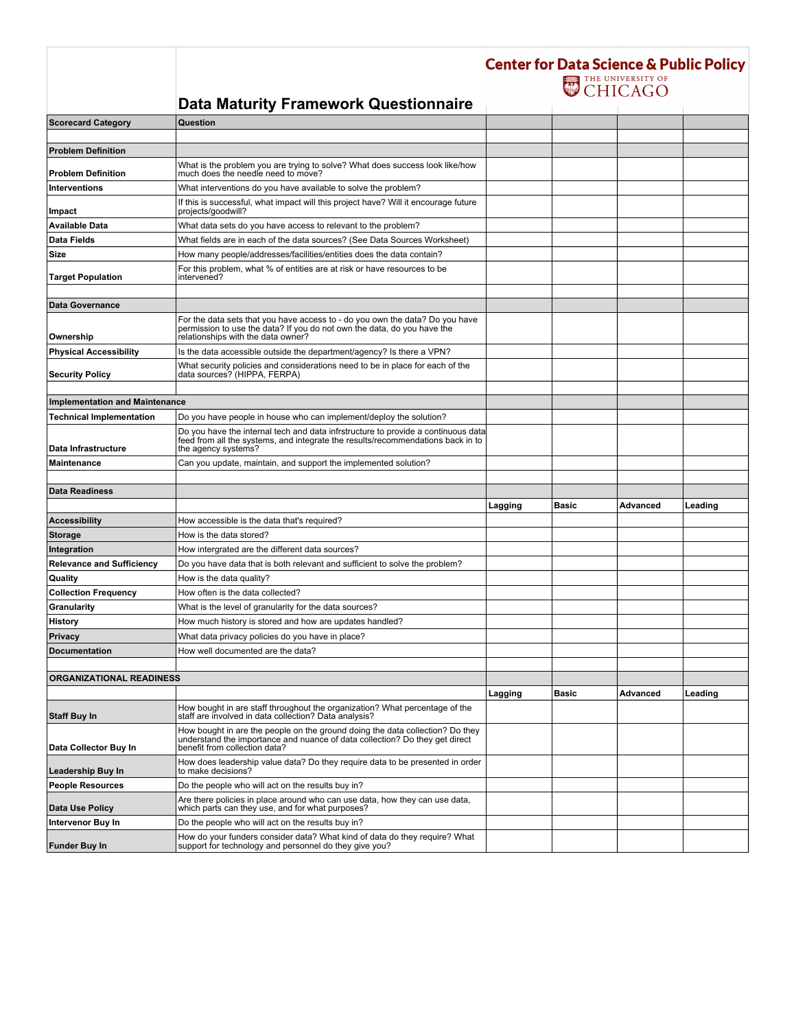Center for Data Science & Public Policy
THE UNIVERSITY OF CHICAGO

# Data Maturity Framework Questionnaire

| Scorecard Category | Question | | | | |
|---|---|---|---|---|---|
| | | | | | |
| **Problem Definition** | | | | | |
| **Problem Definition** | What is the problem you are trying to solve? What does success look like/how much does the needle need to move? | | | | |
| **Interventions** | What interventions do you have available to solve the problem? | | | | |
| **Impact** | If this is successful, what impact will this project have? Will it encourage future projects/goodwill? | | | | |
| **Available Data** | What data sets do you have access to relevant to the problem? | | | | |
| **Data Fields** | What fields are in each of the data sources? (See Data Sources Worksheet) | | | | |
| **Size** | How many people/addresses/facilities/entities does the data contain? | | | | |
| **Target Population** | For this problem, what % of entities are at risk or have resources to be intervened? | | | | |
| | | | | | |
| **Data Governance** | | | | | |
| **Ownership** | For the data sets that you have access to - do you own the data? Do you have permission to use the data? If you do not own the data, do you have the relationships with the data owner? | | | | |
| **Physical Accessibility** | Is the data accessible outside the department/agency? Is there a VPN? | | | | |
| **Security Policy** | What security policies and considerations need to be in place for each of the data sources? (HIPPA, FERPA) | | | | |
| | | | | | |
| **Implementation and Maintenance** | | | | | |
| **Technical Implementation** | Do you have people in house who can implement/deploy the solution? | | | | |
| **Data Infrastructure** | Do you have the internal tech and data infrstructure to provide a continuous data feed from all the systems, and integrate the results/recommendations back in to the agency systems? | | | | |
| **Maintenance** | Can you update, maintain, and support the implemented solution? | | | | |
| | | | | | |
| **Data Readiness** | | | | | |
| | | **Lagging** | **Basic** | **Advanced** | **Leading** |
| **Accessibility** | How accessible is the data that's required? | | | | |
| **Storage** | How is the data stored? | | | | |
| **Integration** | How intergrated are the different data sources? | | | | |
| **Relevance and Sufficiency** | Do you have data that is both relevant and sufficient to solve the problem? | | | | |
| **Quality** | How is the data quality? | | | | |
| **Collection Frequency** | How often is the data collected? | | | | |
| **Granularity** | What is the level of granularity for the data sources? | | | | |
| **History** | How much history is stored and how are updates handled? | | | | |
| **Privacy** | What data privacy policies do you have in place? | | | | |
| **Documentation** | How well documented are the data? | | | | |
| | | | | | |
| **ORGANIZATIONAL READINESS** | | | | | |
| | | **Lagging** | **Basic** | **Advanced** | **Leading** |
| **Staff Buy In** | How bought in are staff throughout the organization? What percentage of the staff are involved in data collection? Data analysis? | | | | |
| **Data Collector Buy In** | How bought in are the people on the ground doing the data collection? Do they understand the importance and nuance of data collection? Do they get direct benefit from collection data? | | | | |
| **Leadership Buy In** | How does leadership value data? Do they require data to be presented in order to make decisions? | | | | |
| **People Resources** | Do the people who will act on the results buy in? | | | | |
| **Data Use Policy** | Are there policies in place around who can use data, how they can use data, which parts can they use, and for what purposes? | | | | |
| **Intervenor Buy In** | Do the people who will act on the results buy in? | | | | |
| **Funder Buy In** | How do your funders consider data? What kind of data do they require? What support for technology and personnel do they give you? | | | | |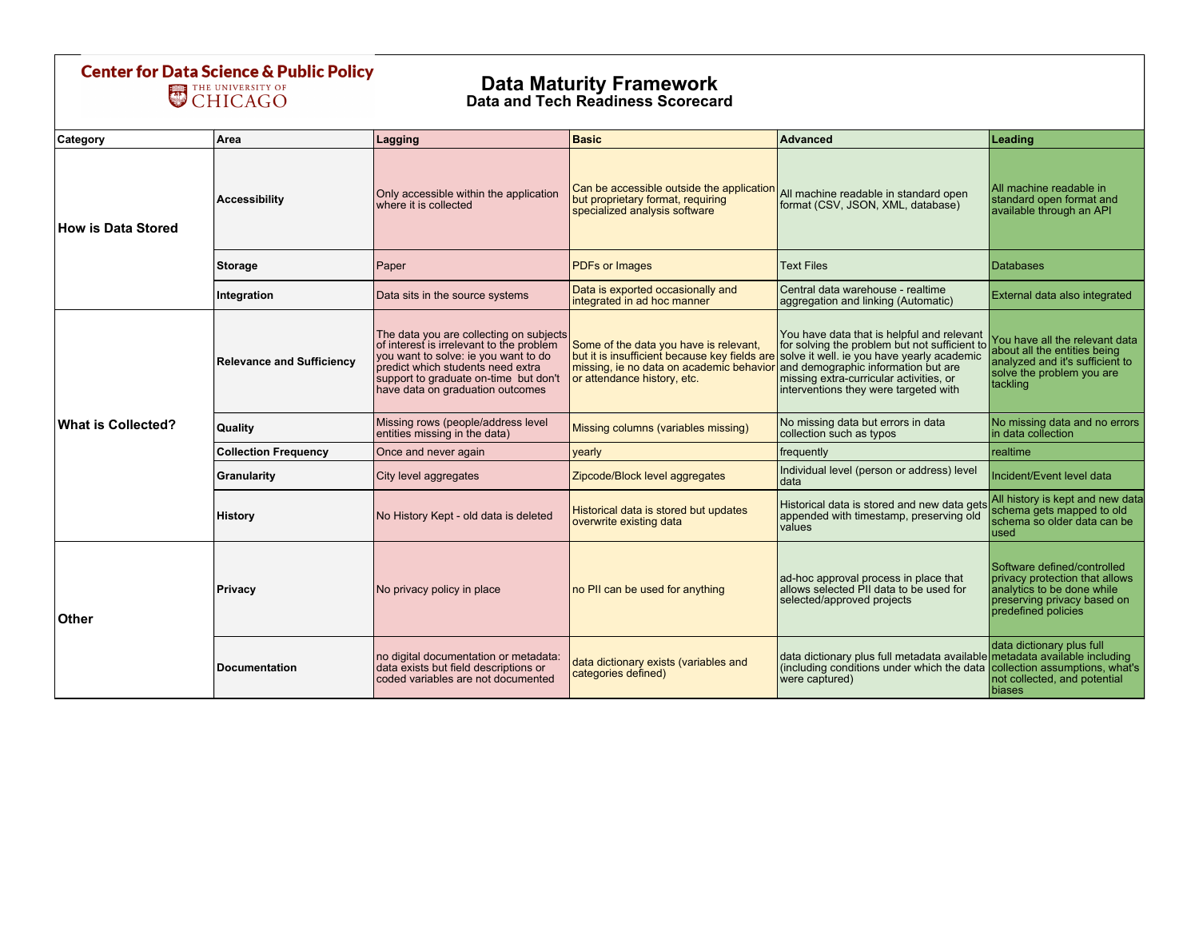Center for Data Science & Public Policy
THE UNIVERSITY OF CHICAGO

# Data Maturity Framework

## Data and Tech Readiness Scorecard

| Category | Area | Lagging | Basic | Advanced | Leading |
|---|---|---|---|---|---|
| **How is Data Stored** | **Accessibility** | Only accessible within the application where it is collected | Can be accessible outside the application but proprietary format, requiring specialized analysis software | All machine readable in standard open format (CSV, JSON, XML, database) | All machine readable in standard open format and available through an API |
| | **Storage** | Paper | PDFs or Images | Text Files | Databases |
| | **Integration** | Data sits in the source systems | Data is exported occasionally and integrated in ad hoc manner | Central data warehouse - realtime aggregation and linking (Automatic) | External data also integrated |
| **What is Collected?** | **Relevance and Sufficiency** | The data you are collecting on subjects of interest is irrelevant to the problem you want to solve: ie you want to do predict which students need extra support to graduate on-time but don't have data on graduation outcomes | Some of the data you have is relevant, but it is insufficient because key fields are missing, ie no data on academic behavior or attendance history, etc. | You have data that is helpful and relevant for solving the problem but not sufficient to solve it well. ie you have yearly academic and demographic information but are missing extra-curricular activities, or interventions they were targeted with | You have all the relevant data about all the entities being analyzed and it's sufficient to solve the problem you are tackling |
| | **Quality** | Missing rows (people/address level entities missing in the data) | Missing columns (variables missing) | No missing data but errors in data collection such as typos | No missing data and no errors in data collection |
| | **Collection Frequency** | Once and never again | yearly | frequently | realtime |
| | **Granularity** | City level aggregates | Zipcode/Block level aggregates | Individual level (person or address) level data | Incident/Event level data |
| | **History** | No History Kept - old data is deleted | Historical data is stored but updates overwrite existing data | Historical data is stored and new data gets appended with timestamp, preserving old values | All history is kept and new data schema gets mapped to old schema so older data can be used |
| **Other** | **Privacy** | No privacy policy in place | no PII can be used for anything | ad-hoc approval process in place that allows selected PII data to be used for selected/approved projects | Software defined/controlled privacy protection that allows analytics to be done while preserving privacy based on predefined policies |
| | **Documentation** | no digital documentation or metadata: data exists but field descriptions or coded variables are not documented | data dictionary exists (variables and categories defined) | data dictionary plus full metadata available (including conditions under which the data were captured) | data dictionary plus full metadata available including collection assumptions, what's not collected, and potential biases |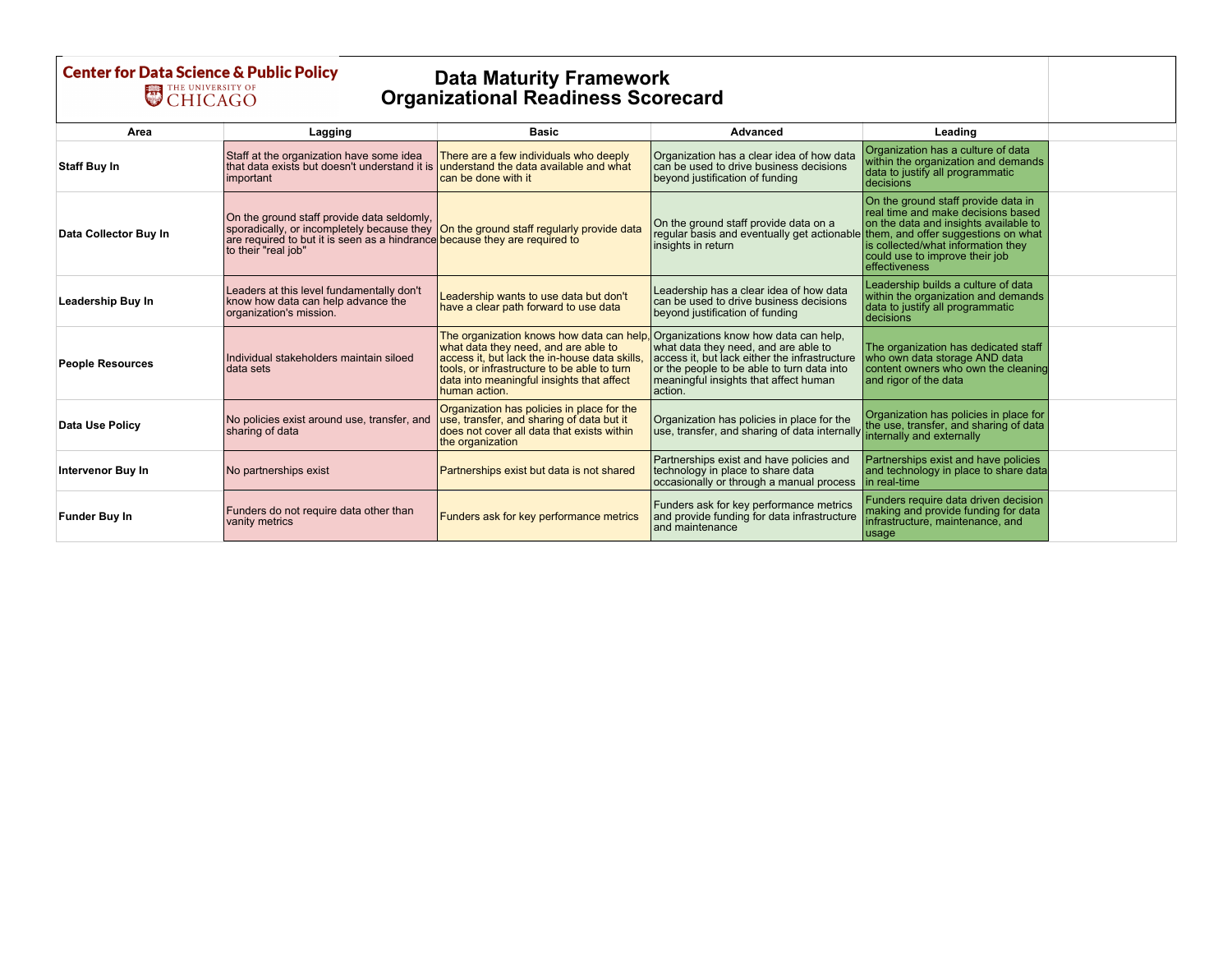Center for Data Science & Public Policy
THE UNIVERSITY OF CHICAGO

# Data Maturity Framework
# Organizational Readiness Scorecard

| Area | Lagging | Basic | Advanced | Leading |
|---|---|---|---|---|
| **Staff Buy In** | Staff at the organization have some idea that data exists but doesn't understand it is important | There are a few individuals who deeply understand the data available and what can be done with it | Organization has a clear idea of how data can be used to drive business decisions beyond justification of funding | Organization has a culture of data within the organization and demands data to justify all programmatic decisions |
| **Data Collector Buy In** | On the ground staff provide data seldomly, sporadically, or incompletely because they are required to but it is seen as a hindrance to their "real job" | On the ground staff regularly provide data because they are required to | On the ground staff provide data on a regular basis and eventually get actionable insights in return | On the ground staff provide data in real time and make decisions based on the data and insights available to them, and offer suggestions on what is collected/what information they could use to improve their job effectiveness |
| **Leadership Buy In** | Leaders at this level fundamentally don't know how data can help advance the organization's mission. | Leadership wants to use data but don't have a clear path forward to use data | Leadership has a clear idea of how data can be used to drive business decisions beyond justification of funding | Leadership builds a culture of data within the organization and demands data to justify all programmatic decisions |
| **People Resources** | Individual stakeholders maintain siloed data sets | The organization knows how data can help, what data they need, and are able to access it, but lack the in-house data skills, tools, or infrastructure to be able to turn data into meaningful insights that affect human action. | Organizations know how data can help, what data they need, and are able to access it, but lack either the infrastructure or the people to be able to turn data into meaningful insights that affect human action. | The organization has dedicated staff who own data storage AND data content owners who own the cleaning and rigor of the data |
| **Data Use Policy** | No policies exist around use, transfer, and sharing of data | Organization has policies in place for the use, transfer, and sharing of data but it does not cover all data that exists within the organization | Organization has policies in place for the use, transfer, and sharing of data internally | Organization has policies in place for the use, transfer, and sharing of data internally and externally |
| **Intervenor Buy In** | No partnerships exist | Partnerships exist but data is not shared | Partnerships exist and have policies and technology in place to share data occasionally or through a manual process | Partnerships exist and have policies and technology in place to share data in real-time |
| **Funder Buy In** | Funders do not require data other than vanity metrics | Funders ask for key performance metrics | Funders ask for key performance metrics and provide funding for data infrastructure and maintenance | Funders require data driven decision making and provide funding for data infrastructure, maintenance, and usage |